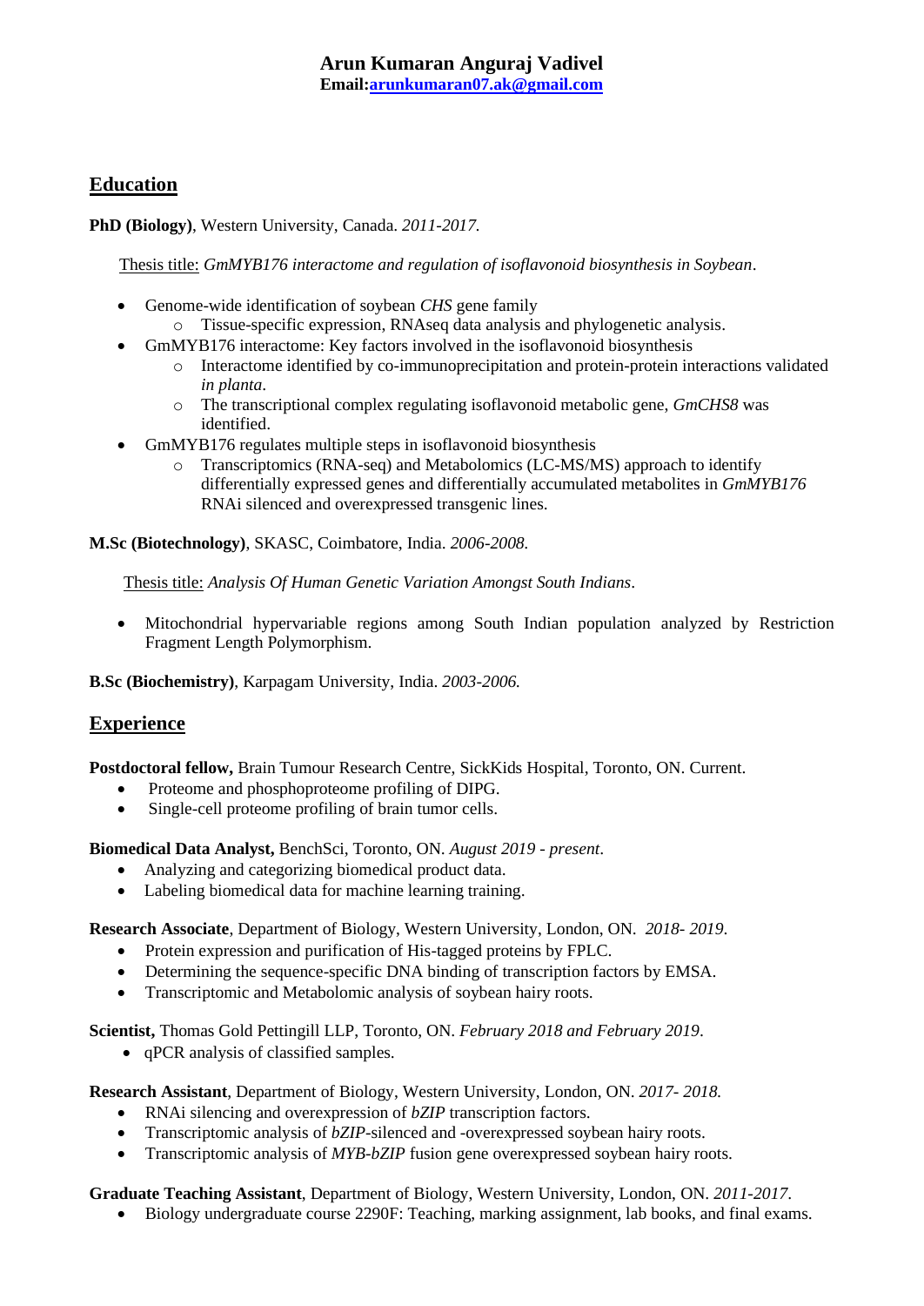# Arun Kumaran Anguraj Vadivel

**Email:[arunkumaran07.ak@gmail.com](mailto:arunkumaran07.ak@gmail.com)**

## Education

**PhD (Biology)**, Western University, Canada. *2011-2017.*

Thesis title: *GmMYB176 interactome and regulation of isoflavonoid biosynthesis in Soybean*.

- Genome-wide identification of soybean *CHS* gene family
  - Tissue-specific expression, RNAseq data analysis and phylogenetic analysis.
- GmMYB176 interactome: Key factors involved in the isoflavonoid biosynthesis
  - Interactome identified by co-immunoprecipitation and protein-protein interactions validated *in planta*.
  - The transcriptional complex regulating isoflavonoid metabolic gene, *GmCHS8* was identified.
- GmMYB176 regulates multiple steps in isoflavonoid biosynthesis
  - Transcriptomics (RNA-seq) and Metabolomics (LC-MS/MS) approach to identify differentially expressed genes and differentially accumulated metabolites in *GmMYB176* RNAi silenced and overexpressed transgenic lines.

**M.Sc (Biotechnology)**, SKASC, Coimbatore, India. *2006-2008.*

Thesis title: *Analysis Of Human Genetic Variation Amongst South Indians*.

- Mitochondrial hypervariable regions among South Indian population analyzed by Restriction Fragment Length Polymorphism.

**B.Sc (Biochemistry)**, Karpagam University, India. *2003-2006.*

## Experience

**Postdoctoral fellow,** Brain Tumour Research Centre, SickKids Hospital, Toronto, ON. Current.

- Proteome and phosphoproteome profiling of DIPG.
- Single-cell proteome profiling of brain tumor cells.

**Biomedical Data Analyst,** BenchSci, Toronto, ON. *August 2019 - present*.

- Analyzing and categorizing biomedical product data.
- Labeling biomedical data for machine learning training.

**Research Associate**, Department of Biology, Western University, London, ON. *2018- 2019*.

- Protein expression and purification of His-tagged proteins by FPLC.
- Determining the sequence-specific DNA binding of transcription factors by EMSA.
- Transcriptomic and Metabolomic analysis of soybean hairy roots.

**Scientist,** Thomas Gold Pettingill LLP, Toronto, ON. *February 2018 and February 2019*.

- qPCR analysis of classified samples.

**Research Assistant**, Department of Biology, Western University, London, ON. *2017- 2018.*

- RNAi silencing and overexpression of *bZIP* transcription factors.
- Transcriptomic analysis of *bZIP*-silenced and -overexpressed soybean hairy roots.
- Transcriptomic analysis of *MYB-bZIP* fusion gene overexpressed soybean hairy roots.

**Graduate Teaching Assistant**, Department of Biology, Western University, London, ON. *2011-2017*.

- Biology undergraduate course 2290F: Teaching, marking assignment, lab books, and final exams.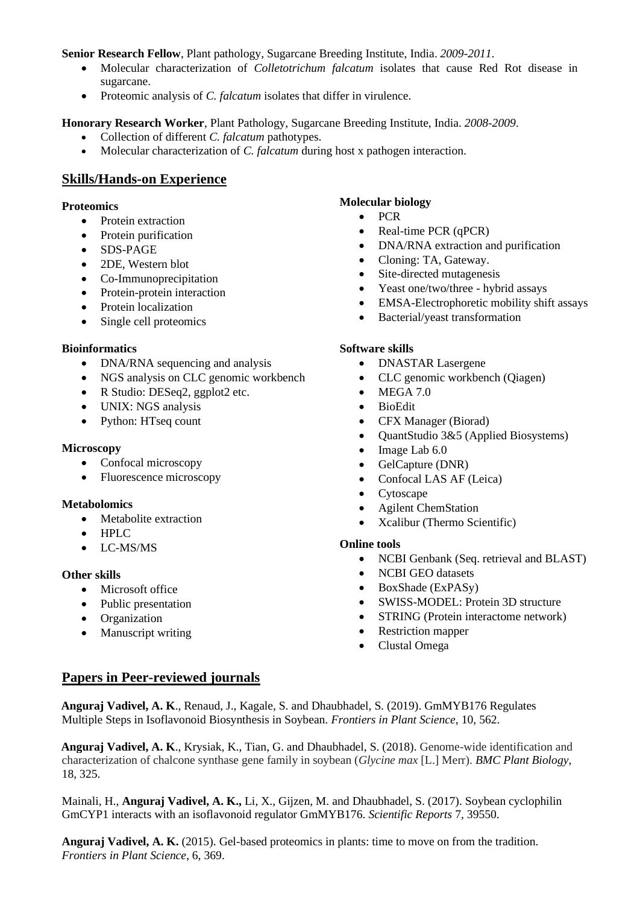**Senior Research Fellow**, Plant pathology, Sugarcane Breeding Institute, India. *2009-2011*.

- Molecular characterization of *Colletotrichum falcatum* isolates that cause Red Rot disease in sugarcane.
- Proteomic analysis of *C. falcatum* isolates that differ in virulence.

**Honorary Research Worker**, Plant Pathology, Sugarcane Breeding Institute, India. *2008-2009*.

- Collection of different *C. falcatum* pathotypes.
- Molecular characterization of *C. falcatum* during host x pathogen interaction.

## Skills/Hands-on Experience

**Proteomics**

- Protein extraction
- Protein purification
- SDS-PAGE
- 2DE, Western blot
- Co-Immunoprecipitation
- Protein-protein interaction
- Protein localization
- Single cell proteomics

**Bioinformatics**

- DNA/RNA sequencing and analysis
- NGS analysis on CLC genomic workbench
- R Studio: DESeq2, ggplot2 etc.
- UNIX: NGS analysis
- Python: HTseq count

**Microscopy**

- Confocal microscopy
- Fluorescence microscopy

**Metabolomics**

- Metabolite extraction
- HPLC
- LC-MS/MS

**Other skills**

- Microsoft office
- Public presentation
- Organization
- Manuscript writing

**Molecular biology**

- PCR
- Real-time PCR (qPCR)
- DNA/RNA extraction and purification
- Cloning: TA, Gateway.
- Site-directed mutagenesis
- Yeast one/two/three - hybrid assays
- EMSA-Electrophoretic mobility shift assays
- Bacterial/yeast transformation

**Software skills**

- DNASTAR Lasergene
- CLC genomic workbench (Qiagen)
- MEGA 7.0
- BioEdit
- CFX Manager (Biorad)
- QuantStudio 3&5 (Applied Biosystems)
- Image Lab 6.0
- GelCapture (DNR)
- Confocal LAS AF (Leica)
- Cytoscape
- Agilent ChemStation
- Xcalibur (Thermo Scientific)

**Online tools**

- NCBI Genbank (Seq. retrieval and BLAST)
- NCBI GEO datasets
- BoxShade (ExPASy)
- SWISS-MODEL: Protein 3D structure
- STRING (Protein interactome network)
- Restriction mapper
- Clustal Omega

## Papers in Peer-reviewed journals

**Anguraj Vadivel, A. K**., Renaud, J., Kagale, S. and Dhaubhadel, S. (2019). GmMYB176 Regulates Multiple Steps in Isoflavonoid Biosynthesis in Soybean. *Frontiers in Plant Science*, 10, 562.

**Anguraj Vadivel, A. K**., Krysiak, K., Tian, G. and Dhaubhadel, S. (2018). Genome-wide identification and characterization of chalcone synthase gene family in soybean (*Glycine max* [L.] Merr). *BMC Plant Biology*, 18, 325.

Mainali, H., **Anguraj Vadivel, A. K.,** Li, X., Gijzen, M. and Dhaubhadel, S. (2017). Soybean cyclophilin GmCYP1 interacts with an isoflavonoid regulator GmMYB176. *Scientific Reports* 7, 39550.

**Anguraj Vadivel, A. K.** (2015). Gel-based proteomics in plants: time to move on from the tradition. *Frontiers in Plant Science*, 6, 369.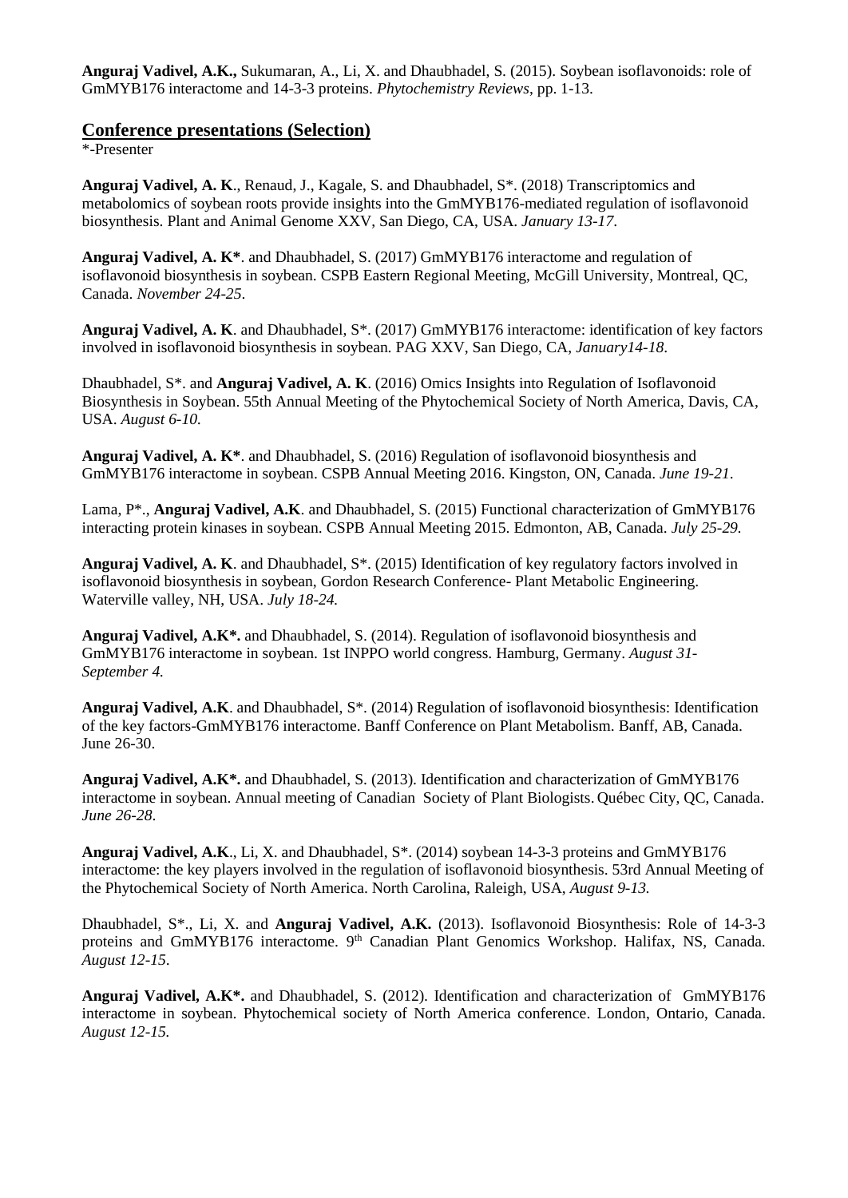**Anguraj Vadivel, A.K.,** Sukumaran, A., Li, X. and Dhaubhadel, S. (2015). Soybean isoflavonoids: role of GmMYB176 interactome and 14-3-3 proteins. *Phytochemistry Reviews*, pp. 1-13.

## Conference presentations (Selection)

*-Presenter

**Anguraj Vadivel, A. K**., Renaud, J., Kagale, S. and Dhaubhadel, S*. (2018) Transcriptomics and metabolomics of soybean roots provide insights into the GmMYB176-mediated regulation of isoflavonoid biosynthesis. Plant and Animal Genome XXV, San Diego, CA, USA. *January 13-17*.

**Anguraj Vadivel, A. K***. and Dhaubhadel, S. (2017) GmMYB176 interactome and regulation of isoflavonoid biosynthesis in soybean. CSPB Eastern Regional Meeting, McGill University, Montreal, QC, Canada. *November 24-25*.

**Anguraj Vadivel, A. K**. and Dhaubhadel, S*. (2017) GmMYB176 interactome: identification of key factors involved in isoflavonoid biosynthesis in soybean. PAG XXV, San Diego, CA, *January14-18*.

Dhaubhadel, S*. and **Anguraj Vadivel, A. K**. (2016) Omics Insights into Regulation of Isoflavonoid Biosynthesis in Soybean. 55th Annual Meeting of the Phytochemical Society of North America, Davis, CA, USA. *August 6-10.*

**Anguraj Vadivel, A. K***. and Dhaubhadel, S. (2016) Regulation of isoflavonoid biosynthesis and GmMYB176 interactome in soybean. CSPB Annual Meeting 2016. Kingston, ON, Canada. *June 19-21*.

Lama, P*., **Anguraj Vadivel, A.K**. and Dhaubhadel, S. (2015) Functional characterization of GmMYB176 interacting protein kinases in soybean. CSPB Annual Meeting 2015. Edmonton, AB, Canada. *July 25-29.*

**Anguraj Vadivel, A. K**. and Dhaubhadel, S*. (2015) Identification of key regulatory factors involved in isoflavonoid biosynthesis in soybean, Gordon Research Conference- Plant Metabolic Engineering. Waterville valley, NH, USA. *July 18-24.*

**Anguraj Vadivel, A.K*.** and Dhaubhadel, S. (2014). Regulation of isoflavonoid biosynthesis and GmMYB176 interactome in soybean. 1st INPPO world congress. Hamburg, Germany. *August 31-September 4.*

**Anguraj Vadivel, A.K**. and Dhaubhadel, S*. (2014) Regulation of isoflavonoid biosynthesis: Identification of the key factors-GmMYB176 interactome. Banff Conference on Plant Metabolism. Banff, AB, Canada. June 26-30.

**Anguraj Vadivel, A.K*.** and Dhaubhadel, S. (2013). Identification and characterization of GmMYB176 interactome in soybean. Annual meeting of Canadian Society of Plant Biologists. Québec City, QC, Canada. *June 26-28*.

**Anguraj Vadivel, A.K**., Li, X. and Dhaubhadel, S*. (2014) soybean 14-3-3 proteins and GmMYB176 interactome: the key players involved in the regulation of isoflavonoid biosynthesis. 53rd Annual Meeting of the Phytochemical Society of North America. North Carolina, Raleigh, USA, *August 9-13.*

Dhaubhadel, S*., Li, X. and **Anguraj Vadivel, A.K.** (2013). Isoflavonoid Biosynthesis: Role of 14-3-3 proteins and GmMYB176 interactome. 9th Canadian Plant Genomics Workshop. Halifax, NS, Canada. *August 12-15*.

**Anguraj Vadivel, A.K*.** and Dhaubhadel, S. (2012). Identification and characterization of GmMYB176 interactome in soybean. Phytochemical society of North America conference. London, Ontario, Canada. *August 12-15.*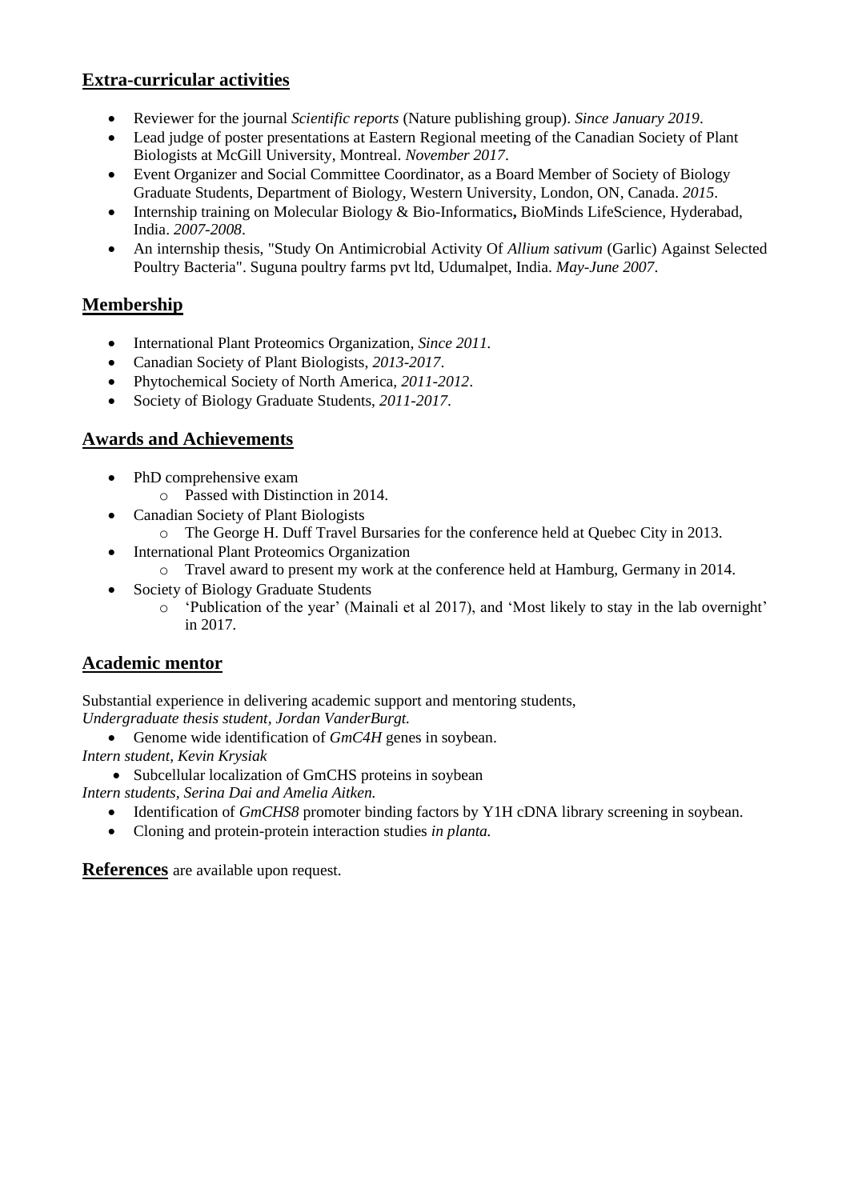## Extra-curricular activities

- Reviewer for the journal *Scientific reports* (Nature publishing group). *Since January 2019*.
- Lead judge of poster presentations at Eastern Regional meeting of the Canadian Society of Plant Biologists at McGill University, Montreal. *November 2017*.
- Event Organizer and Social Committee Coordinator, as a Board Member of Society of Biology Graduate Students, Department of Biology, Western University, London, ON, Canada. *2015*.
- Internship training on Molecular Biology & Bio-Informatics**,** BioMinds LifeScience, Hyderabad, India. *2007-2008*.
- An internship thesis, "Study On Antimicrobial Activity Of *Allium sativum* (Garlic) Against Selected Poultry Bacteria". Suguna poultry farms pvt ltd, Udumalpet, India. *May-June 2007*.

## Membership

- International Plant Proteomics Organization, *Since 2011*.
- Canadian Society of Plant Biologists, *2013-2017*.
- Phytochemical Society of North America, *2011-2012*.
- Society of Biology Graduate Students, *2011-2017*.

## Awards and Achievements

- PhD comprehensive exam
  - Passed with Distinction in 2014.
- Canadian Society of Plant Biologists
  - The George H. Duff Travel Bursaries for the conference held at Quebec City in 2013.
- International Plant Proteomics Organization
  - Travel award to present my work at the conference held at Hamburg, Germany in 2014.
- Society of Biology Graduate Students
  - 'Publication of the year' (Mainali et al 2017), and 'Most likely to stay in the lab overnight' in 2017.

## Academic mentor

Substantial experience in delivering academic support and mentoring students,
*Undergraduate thesis student, Jordan VanderBurgt.*

- Genome wide identification of *GmC4H* genes in soybean.

*Intern student, Kevin Krysiak*

- Subcellular localization of GmCHS proteins in soybean

*Intern students, Serina Dai and Amelia Aitken.*

- Identification of *GmCHS8* promoter binding factors by Y1H cDNA library screening in soybean.
- Cloning and protein-protein interaction studies *in planta.*

**References** are available upon request.